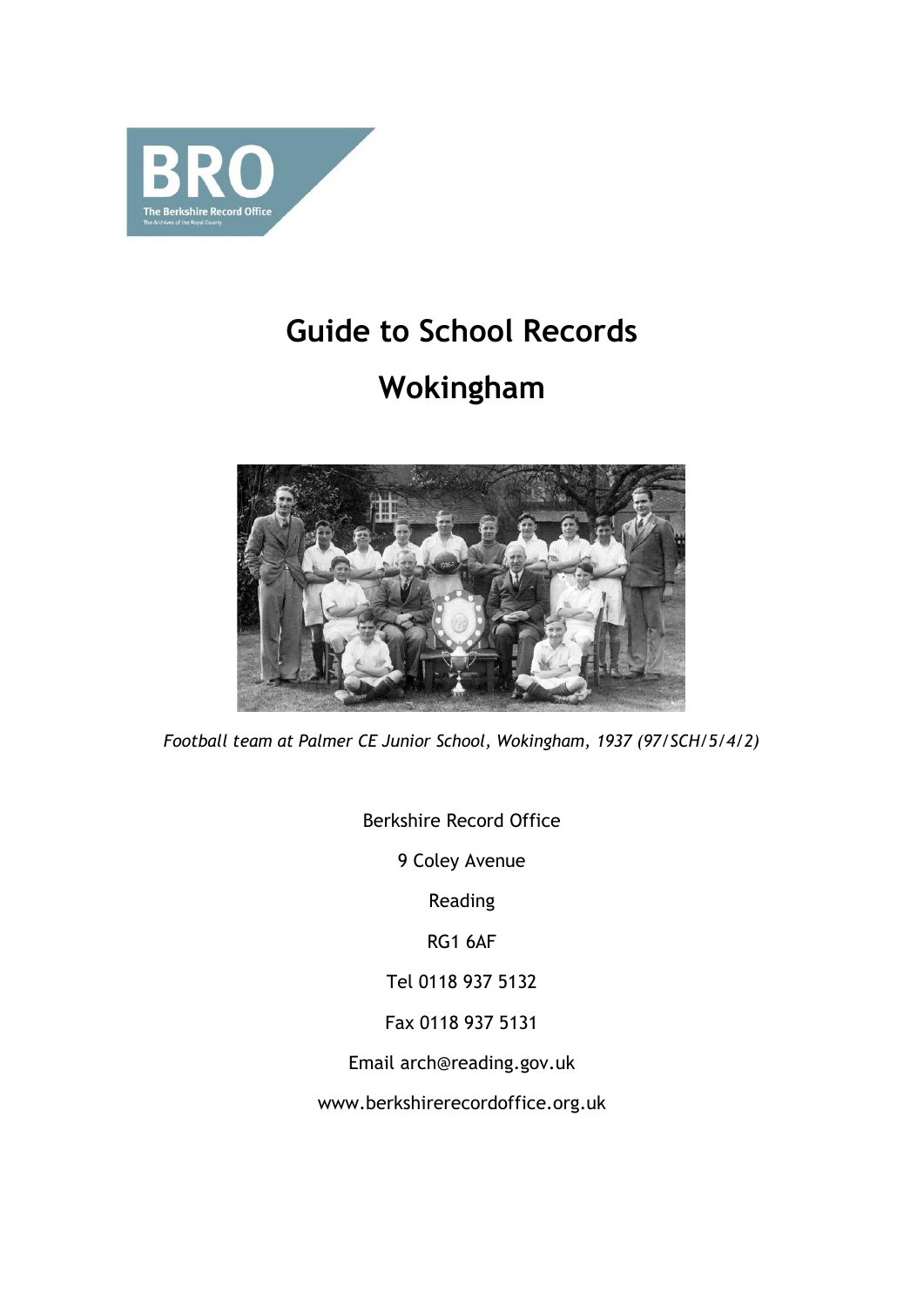# Guide to School Records

# Wokingham

*Football team at Palmer CE Junior School, Wokingham, 1937 (97/SCH/5/4/2)*

Berkshire Record Office

9 Coley Avenue

Reading

RG1 6AF

Tel 0118 937 5132

Fax 0118 937 5131

Email arch@reading.gov.uk

www.berkshirerecordoffice.org.uk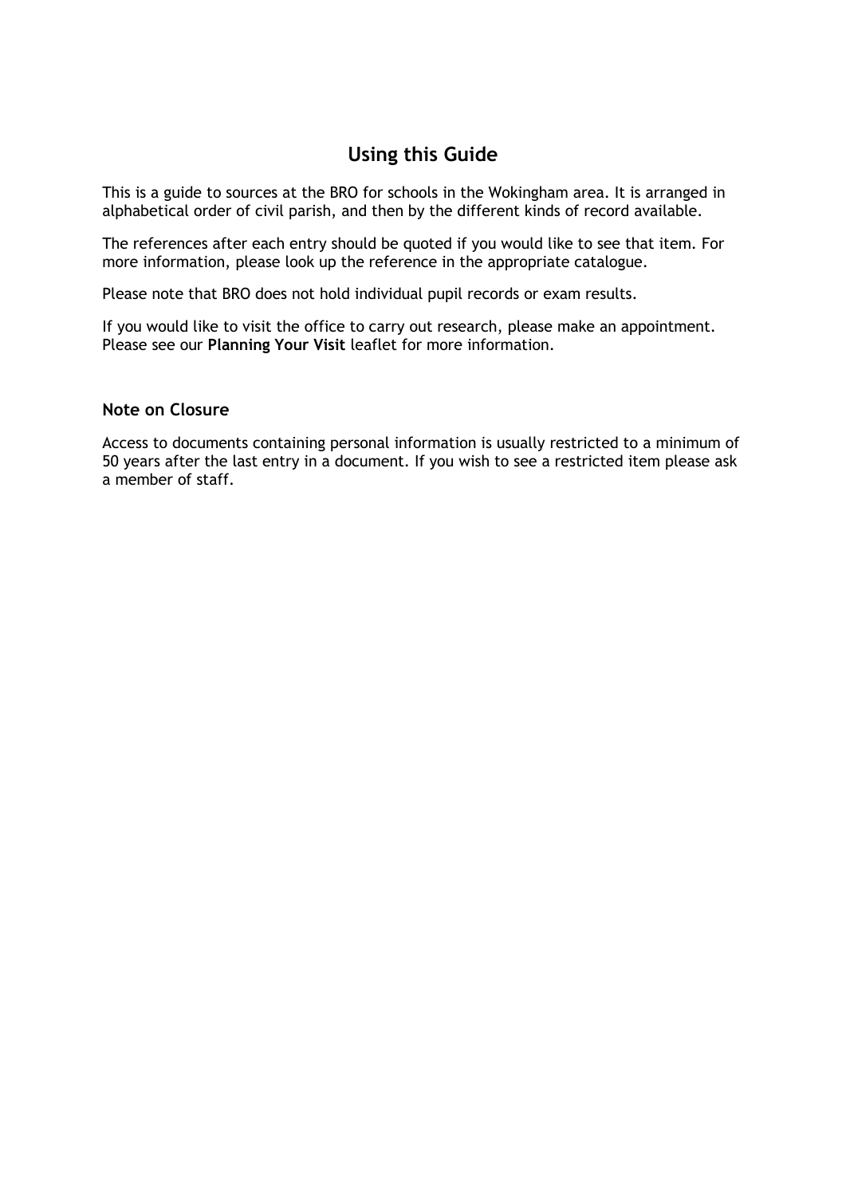# Using this Guide

This is a guide to sources at the BRO for schools in the Wokingham area. It is arranged in alphabetical order of civil parish, and then by the different kinds of record available.

The references after each entry should be quoted if you would like to see that item. For more information, please look up the reference in the appropriate catalogue.

Please note that BRO does not hold individual pupil records or exam results.

If you would like to visit the office to carry out research, please make an appointment. Please see our **Planning Your Visit** leaflet for more information.

### Note on Closure

Access to documents containing personal information is usually restricted to a minimum of 50 years after the last entry in a document. If you wish to see a restricted item please ask a member of staff.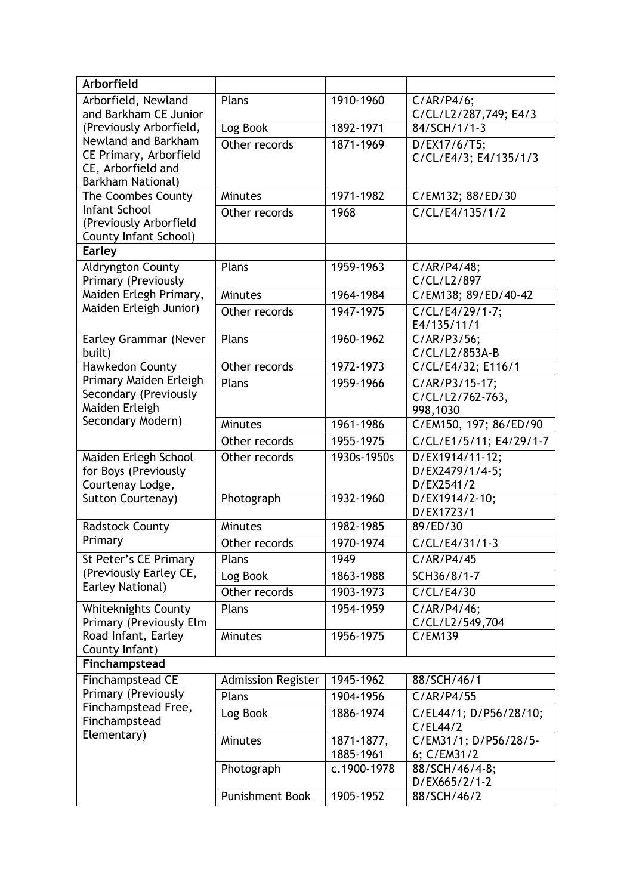| Arborfield | | | |
|---|---|---|---|
| Arborfield, Newland and Barkham CE Junior (Previously Arborfield, Newland and Barkham CE Primary, Arborfield CE, Arborfield and Barkham National) | Plans | 1910-1960 | C/AR/P4/6; C/CL/L2/287,749; E4/3 |
| | Log Book | 1892-1971 | 84/SCH/1/1-3 |
| | Other records | 1871-1969 | D/EX17/6/T5; C/CL/E4/3; E4/135/1/3 |
| The Coombes County Infant School (Previously Arborfield County Infant School) | Minutes | 1971-1982 | C/EM132; 88/ED/30 |
| | Other records | 1968 | C/CL/E4/135/1/2 |
| **Earley** | | | |
| Aldryngton County Primary (Previously Maiden Erlegh Primary, Maiden Erleigh Junior) | Plans | 1959-1963 | C/AR/P4/48; C/CL/L2/897 |
| | Minutes | 1964-1984 | C/EM138; 89/ED/40-42 |
| | Other records | 1947-1975 | C/CL/E4/29/1-7; E4/135/11/1 |
| Earley Grammar (Never built) | Plans | 1960-1962 | C/AR/P3/56; C/CL/L2/853A-B |
| Hawkedon County Primary Maiden Erleigh Secondary (Previously Maiden Erleigh Secondary Modern) | Other records | 1972-1973 | C/CL/E4/32; E116/1 |
| | Plans | 1959-1966 | C/AR/P3/15-17; C/CL/L2/762-763, 998,1030 |
| | Minutes | 1961-1986 | C/EM150, 197; 86/ED/90 |
| | Other records | 1955-1975 | C/CL/E1/5/11; E4/29/1-7 |
| Maiden Erlegh School for Boys (Previously Courtenay Lodge, Sutton Courtenay) | Other records | 1930s-1950s | D/EX1914/11-12; D/EX2479/1/4-5; D/EX2541/2 |
| | Photograph | 1932-1960 | D/EX1914/2-10; D/EX1723/1 |
| Radstock County Primary | Minutes | 1982-1985 | 89/ED/30 |
| | Other records | 1970-1974 | C/CL/E4/31/1-3 |
| St Peter's CE Primary (Previously Earley CE, Earley National) | Plans | 1949 | C/AR/P4/45 |
| | Log Book | 1863-1988 | SCH36/8/1-7 |
| | Other records | 1903-1973 | C/CL/E4/30 |
| Whiteknights County Primary (Previously Elm Road Infant, Earley County Infant) | Plans | 1954-1959 | C/AR/P4/46; C/CL/L2/549,704 |
| | Minutes | 1956-1975 | C/EM139 |
| **Finchampstead** | | | |
| Finchampstead CE Primary (Previously Finchampstead Free, Finchampstead Elementary) | Admission Register | 1945-1962 | 88/SCH/46/1 |
| | Plans | 1904-1956 | C/AR/P4/55 |
| | Log Book | 1886-1974 | C/EL44/1; D/P56/28/10; C/EL44/2 |
| | Minutes | 1871-1877, 1885-1961 | C/EM31/1; D/P56/28/5-6; C/EM31/2 |
| | Photograph | c.1900-1978 | 88/SCH/46/4-8; D/EX665/2/1-2 |
| | Punishment Book | 1905-1952 | 88/SCH/46/2 |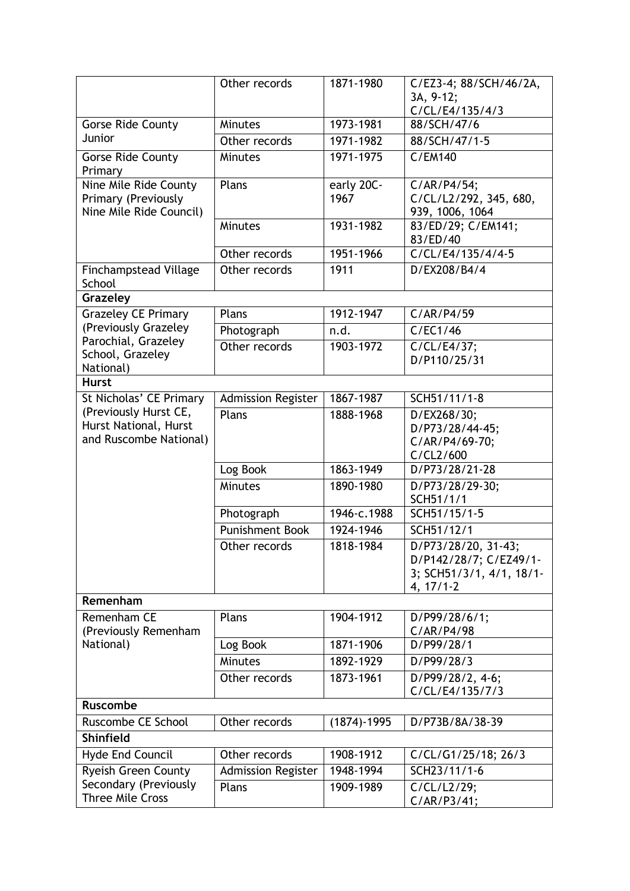| | | | |
|---|---|---|---|
| | Other records | 1871-1980 | C/EZ3-4; 88/SCH/46/2A, 3A, 9-12; C/CL/E4/135/4/3 |
| Gorse Ride County Junior | Minutes | 1973-1981 | 88/SCH/47/6 |
| | Other records | 1971-1982 | 88/SCH/47/1-5 |
| Gorse Ride County Primary | Minutes | 1971-1975 | C/EM140 |
| Nine Mile Ride County Primary (Previously Nine Mile Ride Council) | Plans | early 20C-1967 | C/AR/P4/54; C/CL/L2/292, 345, 680, 939, 1006, 1064 |
| | Minutes | 1931-1982 | 83/ED/29; C/EM141; 83/ED/40 |
| | Other records | 1951-1966 | C/CL/E4/135/4/4-5 |
| Finchampstead Village School | Other records | 1911 | D/EX208/B4/4 |
| **Grazeley** | | | |
| Grazeley CE Primary (Previously Grazeley Parochial, Grazeley School, Grazeley National) | Plans | 1912-1947 | C/AR/P4/59 |
| | Photograph | n.d. | C/EC1/46 |
| | Other records | 1903-1972 | C/CL/E4/37; D/P110/25/31 |
| **Hurst** | | | |
| St Nicholas' CE Primary (Previously Hurst CE, Hurst National, Hurst and Ruscombe National) | Admission Register | 1867-1987 | SCH51/11/1-8 |
| | Plans | 1888-1968 | D/EX268/30; D/P73/28/44-45; C/AR/P4/69-70; C/CL2/600 |
| | Log Book | 1863-1949 | D/P73/28/21-28 |
| | Minutes | 1890-1980 | D/P73/28/29-30; SCH51/1/1 |
| | Photograph | 1946-c.1988 | SCH51/15/1-5 |
| | Punishment Book | 1924-1946 | SCH51/12/1 |
| | Other records | 1818-1984 | D/P73/28/20, 31-43; D/P142/28/7; C/EZ49/1-3; SCH51/3/1, 4/1, 18/1-4, 17/1-2 |
| **Remenham** | | | |
| Remenham CE (Previously Remenham National) | Plans | 1904-1912 | D/P99/28/6/1; C/AR/P4/98 |
| | Log Book | 1871-1906 | D/P99/28/1 |
| | Minutes | 1892-1929 | D/P99/28/3 |
| | Other records | 1873-1961 | D/P99/28/2, 4-6; C/CL/E4/135/7/3 |
| **Ruscombe** | | | |
| Ruscombe CE School | Other records | (1874)-1995 | D/P73B/8A/38-39 |
| **Shinfield** | | | |
| Hyde End Council | Other records | 1908-1912 | C/CL/G1/25/18; 26/3 |
| Ryeish Green County Secondary (Previously Three Mile Cross | Admission Register | 1948-1994 | SCH23/11/1-6 |
| | Plans | 1909-1989 | C/CL/L2/29; C/AR/P3/41; |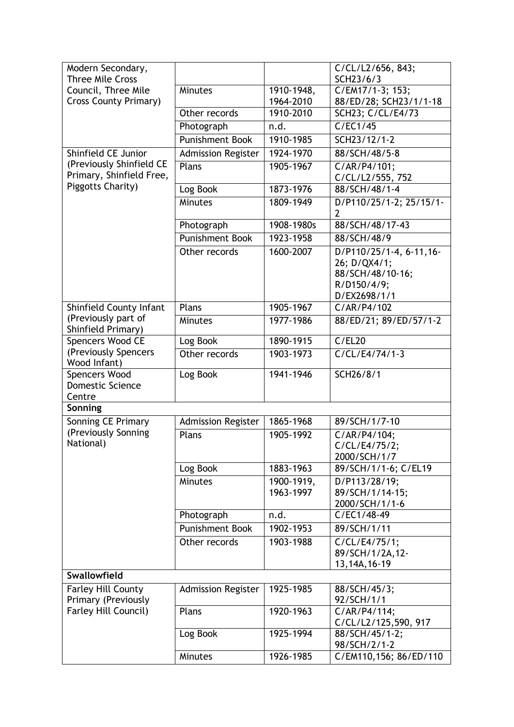| | | | |
|---|---|---|---|
| Modern Secondary, Three Mile Cross Council, Three Mile Cross County Primary) | | | C/CL/L2/656, 843; SCH23/6/3 |
| | Minutes | 1910-1948, 1964-2010 | C/EM17/1-3; 153; 88/ED/28; SCH23/1/1-18 |
| | Other records | 1910-2010 | SCH23; C/CL/E4/73 |
| | Photograph | n.d. | C/EC1/45 |
| | Punishment Book | 1910-1985 | SCH23/12/1-2 |
| Shinfield CE Junior (Previously Shinfield CE Primary, Shinfield Free, Piggotts Charity) | Admission Register | 1924-1970 | 88/SCH/48/5-8 |
| | Plans | 1905-1967 | C/AR/P4/101; C/CL/L2/555, 752 |
| | Log Book | 1873-1976 | 88/SCH/48/1-4 |
| | Minutes | 1809-1949 | D/P110/25/1-2; 25/15/1-2 |
| | Photograph | 1908-1980s | 88/SCH/48/17-43 |
| | Punishment Book | 1923-1958 | 88/SCH/48/9 |
| | Other records | 1600-2007 | D/P110/25/1-4, 6-11,16-26; D/QX4/1; 88/SCH/48/10-16; R/D150/4/9; D/EX2698/1/1 |
| Shinfield County Infant (Previously part of Shinfield Primary) | Plans | 1905-1967 | C/AR/P4/102 |
| | Minutes | 1977-1986 | 88/ED/21; 89/ED/57/1-2 |
| Spencers Wood CE (Previously Spencers Wood Infant) | Log Book | 1890-1915 | C/EL20 |
| | Other records | 1903-1973 | C/CL/E4/74/1-3 |
| Spencers Wood Domestic Science Centre | Log Book | 1941-1946 | SCH26/8/1 |
| **Sonning** | | | |
| Sonning CE Primary (Previously Sonning National) | Admission Register | 1865-1968 | 89/SCH/1/7-10 |
| | Plans | 1905-1992 | C/AR/P4/104; C/CL/E4/75/2; 2000/SCH/1/7 |
| | Log Book | 1883-1963 | 89/SCH/1/1-6; C/EL19 |
| | Minutes | 1900-1919, 1963-1997 | D/P113/28/19; 89/SCH/1/14-15; 2000/SCH/1/1-6 |
| | Photograph | n.d. | C/EC1/48-49 |
| | Punishment Book | 1902-1953 | 89/SCH/1/11 |
| | Other records | 1903-1988 | C/CL/E4/75/1; 89/SCH/1/2A,12-13,14A,16-19 |
| **Swallowfield** | | | |
| Farley Hill County Primary (Previously Farley Hill Council) | Admission Register | 1925-1985 | 88/SCH/45/3; 92/SCH/1/1 |
| | Plans | 1920-1963 | C/AR/P4/114; C/CL/L2/125,590, 917 |
| | Log Book | 1925-1994 | 88/SCH/45/1-2; 98/SCH/2/1-2 |
| | Minutes | 1926-1985 | C/EM110,156; 86/ED/110 |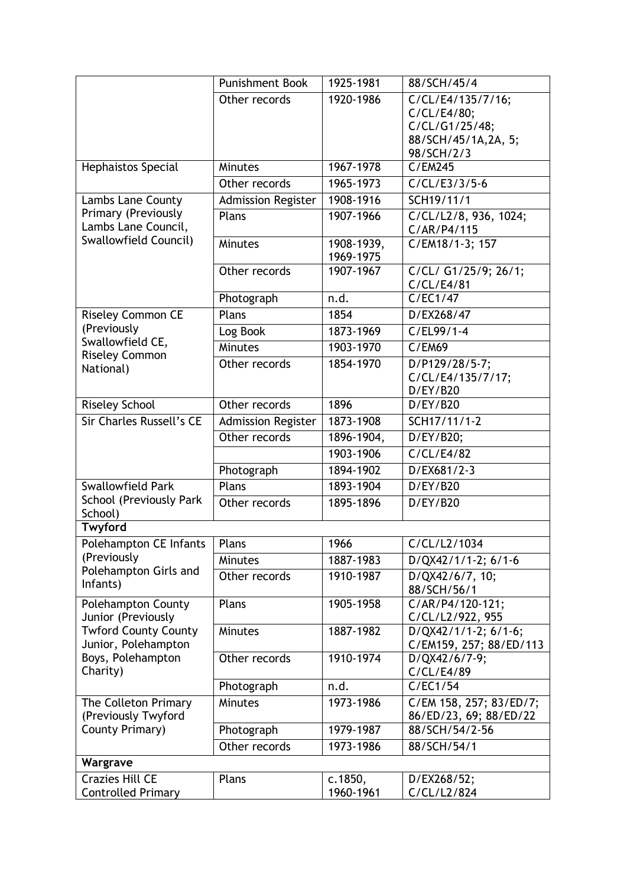| | | | |
|---|---|---|---|
| | Punishment Book | 1925-1981 | 88/SCH/45/4 |
| | Other records | 1920-1986 | C/CL/E4/135/7/16; C/CL/E4/80; C/CL/G1/25/48; 88/SCH/45/1A,2A, 5; 98/SCH/2/3 |
| Hephaistos Special | Minutes | 1967-1978 | C/EM245 |
| | Other records | 1965-1973 | C/CL/E3/3/5-6 |
| Lambs Lane County Primary (Previously Lambs Lane Council, Swallowfield Council) | Admission Register | 1908-1916 | SCH19/11/1 |
| | Plans | 1907-1966 | C/CL/L2/8, 936, 1024; C/AR/P4/115 |
| | Minutes | 1908-1939, 1969-1975 | C/EM18/1-3; 157 |
| | Other records | 1907-1967 | C/CL/ G1/25/9; 26/1; C/CL/E4/81 |
| | Photograph | n.d. | C/EC1/47 |
| Riseley Common CE (Previously Swallowfield CE, Riseley Common National) | Plans | 1854 | D/EX268/47 |
| | Log Book | 1873-1969 | C/EL99/1-4 |
| | Minutes | 1903-1970 | C/EM69 |
| | Other records | 1854-1970 | D/P129/28/5-7; C/CL/E4/135/7/17; D/EY/B20 |
| Riseley School | Other records | 1896 | D/EY/B20 |
| Sir Charles Russell's CE | Admission Register | 1873-1908 | SCH17/11/1-2 |
| | Other records | 1896-1904, | D/EY/B20; |
| | | 1903-1906 | C/CL/E4/82 |
| | Photograph | 1894-1902 | D/EX681/2-3 |
| Swallowfield Park School (Previously Park School) | Plans | 1893-1904 | D/EY/B20 |
| | Other records | 1895-1896 | D/EY/B20 |
| **Twyford** | | | |
| Polehampton CE Infants (Previously Polehampton Girls and Infants) | Plans | 1966 | C/CL/L2/1034 |
| | Minutes | 1887-1983 | D/QX42/1/1-2; 6/1-6 |
| | Other records | 1910-1987 | D/QX42/6/7, 10; 88/SCH/56/1 |
| Polehampton County Junior (Previously Twford County County Junior, Polehampton Boys, Polehampton Charity) | Plans | 1905-1958 | C/AR/P4/120-121; C/CL/L2/922, 955 |
| | Minutes | 1887-1982 | D/QX42/1/1-2; 6/1-6; C/EM159, 257; 88/ED/113 |
| | Other records | 1910-1974 | D/QX42/6/7-9; C/CL/E4/89 |
| | Photograph | n.d. | C/EC1/54 |
| The Colleton Primary (Previously Twyford County Primary) | Minutes | 1973-1986 | C/EM 158, 257; 83/ED/7; 86/ED/23, 69; 88/ED/22 |
| | Photograph | 1979-1987 | 88/SCH/54/2-56 |
| | Other records | 1973-1986 | 88/SCH/54/1 |
| **Wargrave** | | | |
| Crazies Hill CE Controlled Primary | Plans | c.1850, 1960-1961 | D/EX268/52; C/CL/L2/824 |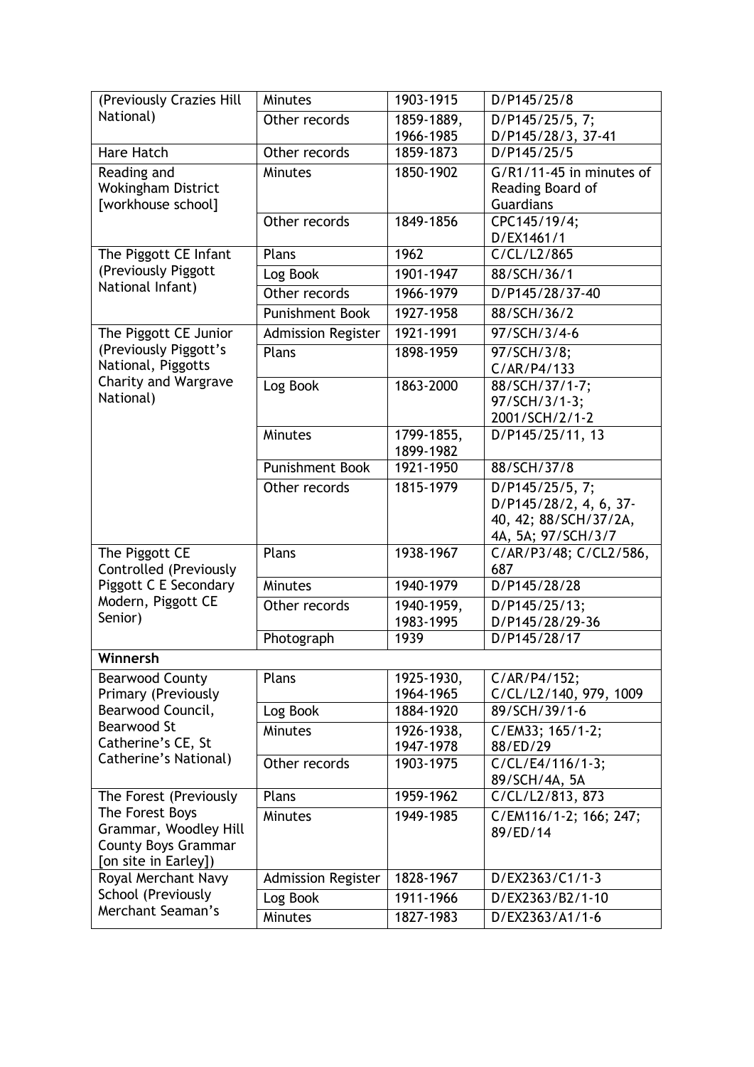| | | | |
|---|---|---|---|
| (Previously Crazies Hill National) | Minutes | 1903-1915 | D/P145/25/8 |
| | Other records | 1859-1889, 1966-1985 | D/P145/25/5, 7; D/P145/28/3, 37-41 |
| Hare Hatch | Other records | 1859-1873 | D/P145/25/5 |
| Reading and Wokingham District [workhouse school] | Minutes | 1850-1902 | G/R1/11-45 in minutes of Reading Board of Guardians |
| | Other records | 1849-1856 | CPC145/19/4; D/EX1461/1 |
| The Piggott CE Infant (Previously Piggott National Infant) | Plans | 1962 | C/CL/L2/865 |
| | Log Book | 1901-1947 | 88/SCH/36/1 |
| | Other records | 1966-1979 | D/P145/28/37-40 |
| | Punishment Book | 1927-1958 | 88/SCH/36/2 |
| The Piggott CE Junior (Previously Piggott's National, Piggotts Charity and Wargrave National) | Admission Register | 1921-1991 | 97/SCH/3/4-6 |
| | Plans | 1898-1959 | 97/SCH/3/8; C/AR/P4/133 |
| | Log Book | 1863-2000 | 88/SCH/37/1-7; 97/SCH/3/1-3; 2001/SCH/2/1-2 |
| | Minutes | 1799-1855, 1899-1982 | D/P145/25/11, 13 |
| | Punishment Book | 1921-1950 | 88/SCH/37/8 |
| | Other records | 1815-1979 | D/P145/25/5, 7; D/P145/28/2, 4, 6, 37-40, 42; 88/SCH/37/2A, 4A, 5A; 97/SCH/3/7 |
| The Piggott CE Controlled (Previously Piggott C E Secondary Modern, Piggott CE Senior) | Plans | 1938-1967 | C/AR/P3/48; C/CL2/586, 687 |
| | Minutes | 1940-1979 | D/P145/28/28 |
| | Other records | 1940-1959, 1983-1995 | D/P145/25/13; D/P145/28/29-36 |
| | Photograph | 1939 | D/P145/28/17 |
| **Winnersh** | | | |
| Bearwood County Primary (Previously Bearwood Council, Bearwood St Catherine's CE, St Catherine's National) | Plans | 1925-1930, 1964-1965 | C/AR/P4/152; C/CL/L2/140, 979, 1009 |
| | Log Book | 1884-1920 | 89/SCH/39/1-6 |
| | Minutes | 1926-1938, 1947-1978 | C/EM33; 165/1-2; 88/ED/29 |
| | Other records | 1903-1975 | C/CL/E4/116/1-3; 89/SCH/4A, 5A |
| The Forest (Previously The Forest Boys Grammar, Woodley Hill County Boys Grammar [on site in Earley]) | Plans | 1959-1962 | C/CL/L2/813, 873 |
| | Minutes | 1949-1985 | C/EM116/1-2; 166; 247; 89/ED/14 |
| Royal Merchant Navy School (Previously Merchant Seaman's | Admission Register | 1828-1967 | D/EX2363/C1/1-3 |
| | Log Book | 1911-1966 | D/EX2363/B2/1-10 |
| | Minutes | 1827-1983 | D/EX2363/A1/1-6 |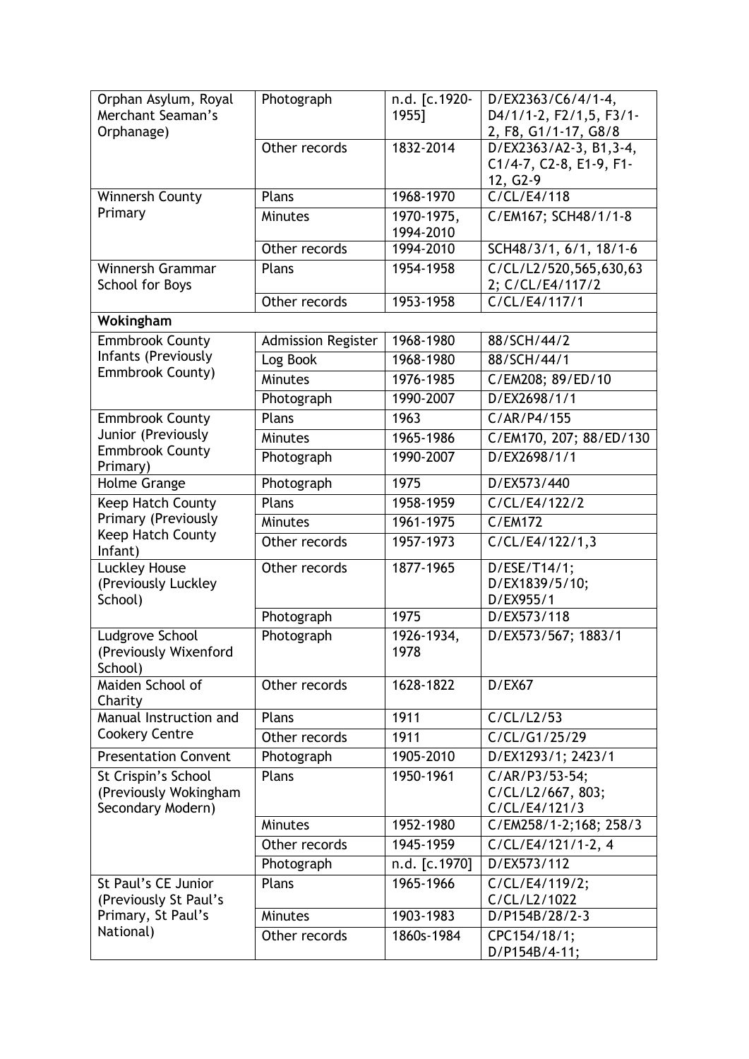| | | | |
|---|---|---|---|
| Orphan Asylum, Royal Merchant Seaman's Orphanage) | Photograph | n.d. [c.1920-1955] | D/EX2363/C6/4/1-4, D4/1/1-2, F2/1,5, F3/1-2, F8, G1/1-17, G8/8 |
| | Other records | 1832-2014 | D/EX2363/A2-3, B1,3-4, C1/4-7, C2-8, E1-9, F1-12, G2-9 |
| Winnersh County Primary | Plans | 1968-1970 | C/CL/E4/118 |
| | Minutes | 1970-1975, 1994-2010 | C/EM167; SCH48/1/1-8 |
| | Other records | 1994-2010 | SCH48/3/1, 6/1, 18/1-6 |
| Winnersh Grammar School for Boys | Plans | 1954-1958 | C/CL/L2/520,565,630,632; C/CL/E4/117/2 |
| | Other records | 1953-1958 | C/CL/E4/117/1 |
| **Wokingham** | | | |
| Emmbrook County Infants (Previously Emmbrook County) | Admission Register | 1968-1980 | 88/SCH/44/2 |
| | Log Book | 1968-1980 | 88/SCH/44/1 |
| | Minutes | 1976-1985 | C/EM208; 89/ED/10 |
| | Photograph | 1990-2007 | D/EX2698/1/1 |
| Emmbrook County Junior (Previously Emmbrook County Primary) | Plans | 1963 | C/AR/P4/155 |
| | Minutes | 1965-1986 | C/EM170, 207; 88/ED/130 |
| | Photograph | 1990-2007 | D/EX2698/1/1 |
| Holme Grange | Photograph | 1975 | D/EX573/440 |
| Keep Hatch County Primary (Previously Keep Hatch County Infant) | Plans | 1958-1959 | C/CL/E4/122/2 |
| | Minutes | 1961-1975 | C/EM172 |
| | Other records | 1957-1973 | C/CL/E4/122/1,3 |
| Luckley House (Previously Luckley School) | Other records | 1877-1965 | D/ESE/T14/1; D/EX1839/5/10; D/EX955/1 |
| | Photograph | 1975 | D/EX573/118 |
| Ludgrove School (Previously Wixenford School) | Photograph | 1926-1934, 1978 | D/EX573/567; 1883/1 |
| Maiden School of Charity | Other records | 1628-1822 | D/EX67 |
| Manual Instruction and Cookery Centre | Plans | 1911 | C/CL/L2/53 |
| | Other records | 1911 | C/CL/G1/25/29 |
| Presentation Convent | Photograph | 1905-2010 | D/EX1293/1; 2423/1 |
| St Crispin's School (Previously Wokingham Secondary Modern) | Plans | 1950-1961 | C/AR/P3/53-54; C/CL/L2/667, 803; C/CL/E4/121/3 |
| | Minutes | 1952-1980 | C/EM258/1-2;168; 258/3 |
| | Other records | 1945-1959 | C/CL/E4/121/1-2, 4 |
| | Photograph | n.d. [c.1970] | D/EX573/112 |
| St Paul's CE Junior (Previously St Paul's Primary, St Paul's National) | Plans | 1965-1966 | C/CL/E4/119/2; C/CL/L2/1022 |
| | Minutes | 1903-1983 | D/P154B/28/2-3 |
| | Other records | 1860s-1984 | CPC154/18/1; D/P154B/4-11; |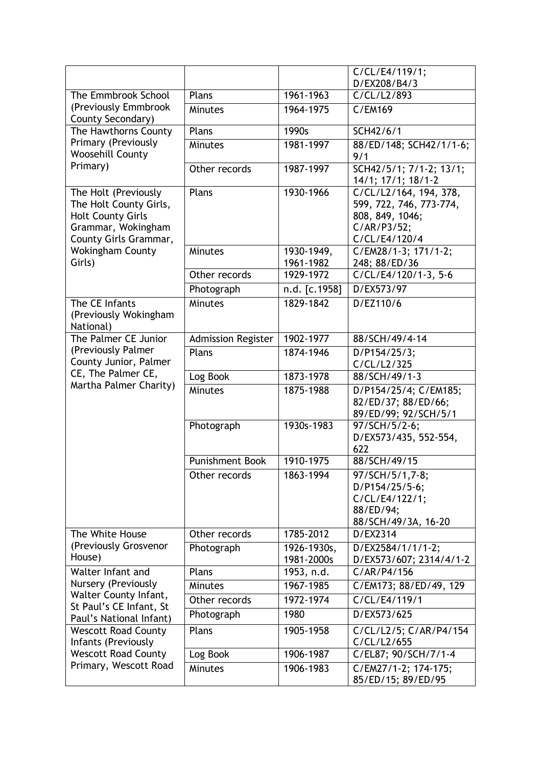| | | | |
|---|---|---|---|
| | | | C/CL/E4/119/1; D/EX208/B4/3 |
| The Emmbrook School (Previously Emmbrook County Secondary) | Plans | 1961-1963 | C/CL/L2/893 |
| | Minutes | 1964-1975 | C/EM169 |
| The Hawthorns County Primary (Previously Woosehill County Primary) | Plans | 1990s | SCH42/6/1 |
| | Minutes | 1981-1997 | 88/ED/148; SCH42/1/1-6; 9/1 |
| | Other records | 1987-1997 | SCH42/5/1; 7/1-2; 13/1; 14/1; 17/1; 18/1-2 |
| The Holt (Previously The Holt County Girls, Holt County Girls Grammar, Wokingham County Girls Grammar, Wokingham County Girls) | Plans | 1930-1966 | C/CL/L2/164, 194, 378, 599, 722, 746, 773-774, 808, 849, 1046; C/AR/P3/52; C/CL/E4/120/4 |
| | Minutes | 1930-1949, 1961-1982 | C/EM28/1-3; 171/1-2; 248; 88/ED/36 |
| | Other records | 1929-1972 | C/CL/E4/120/1-3, 5-6 |
| | Photograph | n.d. [c.1958] | D/EX573/97 |
| The CE Infants (Previously Wokingham National) | Minutes | 1829-1842 | D/EZ110/6 |
| The Palmer CE Junior (Previously Palmer County Junior, Palmer CE, The Palmer CE, Martha Palmer Charity) | Admission Register | 1902-1977 | 88/SCH/49/4-14 |
| | Plans | 1874-1946 | D/P154/25/3; C/CL/L2/325 |
| | Log Book | 1873-1978 | 88/SCH/49/1-3 |
| | Minutes | 1875-1988 | D/P154/25/4; C/EM185; 82/ED/37; 88/ED/66; 89/ED/99; 92/SCH/5/1 |
| | Photograph | 1930s-1983 | 97/SCH/5/2-6; D/EX573/435, 552-554, 622 |
| | Punishment Book | 1910-1975 | 88/SCH/49/15 |
| | Other records | 1863-1994 | 97/SCH/5/1,7-8; D/P154/25/5-6; C/CL/E4/122/1; 88/ED/94; 88/SCH/49/3A, 16-20 |
| The White House (Previously Grosvenor House) | Other records | 1785-2012 | D/EX2314 |
| | Photograph | 1926-1930s, 1981-2000s | D/EX2584/1/1/1-2; D/EX573/607; 2314/4/1-2 |
| Walter Infant and Nursery (Previously Walter County Infant, St Paul's CE Infant, St Paul's National Infant) | Plans | 1953, n.d. | C/AR/P4/156 |
| | Minutes | 1967-1985 | C/EM173; 88/ED/49, 129 |
| | Other records | 1972-1974 | C/CL/E4/119/1 |
| | Photograph | 1980 | D/EX573/625 |
| Wescott Road County Infants (Previously Wescott Road County Primary, Wescott Road | Plans | 1905-1958 | C/CL/L2/5; C/AR/P4/154 C/CL/L2/655 |
| | Log Book | 1906-1987 | C/EL87; 90/SCH/7/1-4 |
| | Minutes | 1906-1983 | C/EM27/1-2; 174-175; 85/ED/15; 89/ED/95 |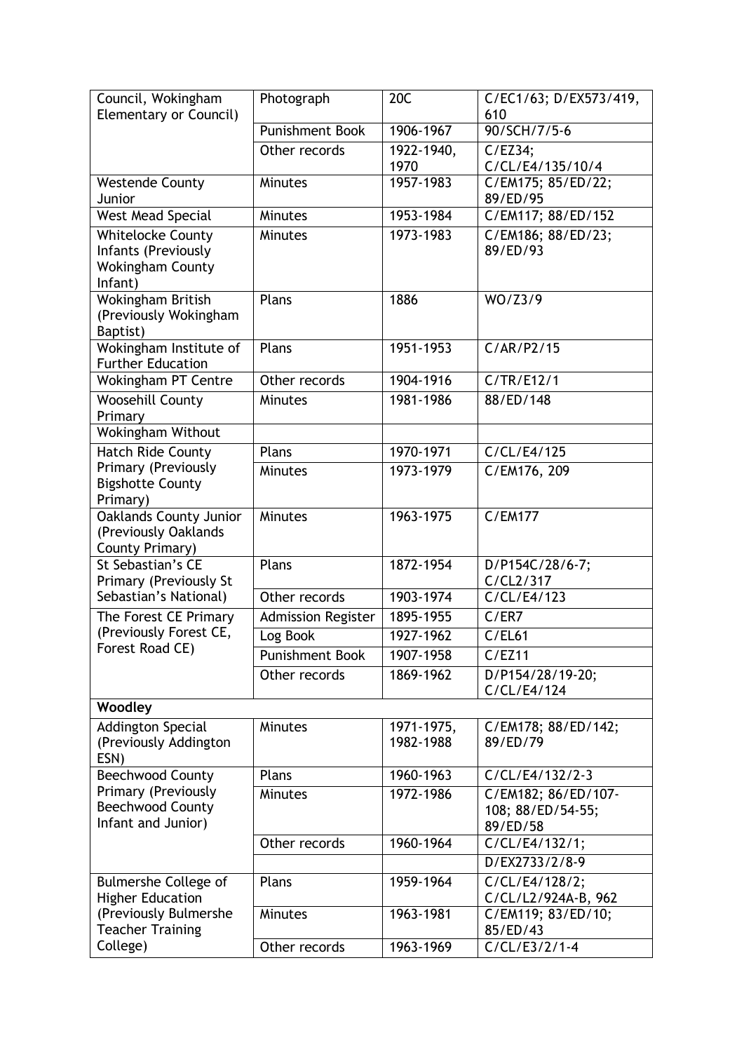| | | | |
|---|---|---|---|
| Council, Wokingham Elementary or Council) | Photograph | 20C | C/EC1/63; D/EX573/419, 610 |
| | Punishment Book | 1906-1967 | 90/SCH/7/5-6 |
| | Other records | 1922-1940, 1970 | C/EZ34; C/CL/E4/135/10/4 |
| Westende County Junior | Minutes | 1957-1983 | C/EM175; 85/ED/22; 89/ED/95 |
| West Mead Special | Minutes | 1953-1984 | C/EM117; 88/ED/152 |
| Whitelocke County Infants (Previously Wokingham County Infant) | Minutes | 1973-1983 | C/EM186; 88/ED/23; 89/ED/93 |
| Wokingham British (Previously Wokingham Baptist) | Plans | 1886 | WO/Z3/9 |
| Wokingham Institute of Further Education | Plans | 1951-1953 | C/AR/P2/15 |
| Wokingham PT Centre | Other records | 1904-1916 | C/TR/E12/1 |
| Woosehill County Primary | Minutes | 1981-1986 | 88/ED/148 |
| Wokingham Without | | | |
| Hatch Ride County Primary (Previously Bigshotte County Primary) | Plans | 1970-1971 | C/CL/E4/125 |
| | Minutes | 1973-1979 | C/EM176, 209 |
| Oaklands County Junior (Previously Oaklands County Primary) | Minutes | 1963-1975 | C/EM177 |
| St Sebastian's CE Primary (Previously St Sebastian's National) | Plans | 1872-1954 | D/P154C/28/6-7; C/CL2/317 |
| | Other records | 1903-1974 | C/CL/E4/123 |
| The Forest CE Primary (Previously Forest CE, Forest Road CE) | Admission Register | 1895-1955 | C/ER7 |
| | Log Book | 1927-1962 | C/EL61 |
| | Punishment Book | 1907-1958 | C/EZ11 |
| | Other records | 1869-1962 | D/P154/28/19-20; C/CL/E4/124 |
| **Woodley** | | | |
| Addington Special (Previously Addington ESN) | Minutes | 1971-1975, 1982-1988 | C/EM178; 88/ED/142; 89/ED/79 |
| Beechwood County Primary (Previously Beechwood County Infant and Junior) | Plans | 1960-1963 | C/CL/E4/132/2-3 |
| | Minutes | 1972-1986 | C/EM182; 86/ED/107-108; 88/ED/54-55; 89/ED/58 |
| | Other records | 1960-1964 | C/CL/E4/132/1; |
| | | | D/EX2733/2/8-9 |
| Bulmershe College of Higher Education (Previously Bulmershe Teacher Training College) | Plans | 1959-1964 | C/CL/E4/128/2; C/CL/L2/924A-B, 962 |
| | Minutes | 1963-1981 | C/EM119; 83/ED/10; 85/ED/43 |
| | Other records | 1963-1969 | C/CL/E3/2/1-4 |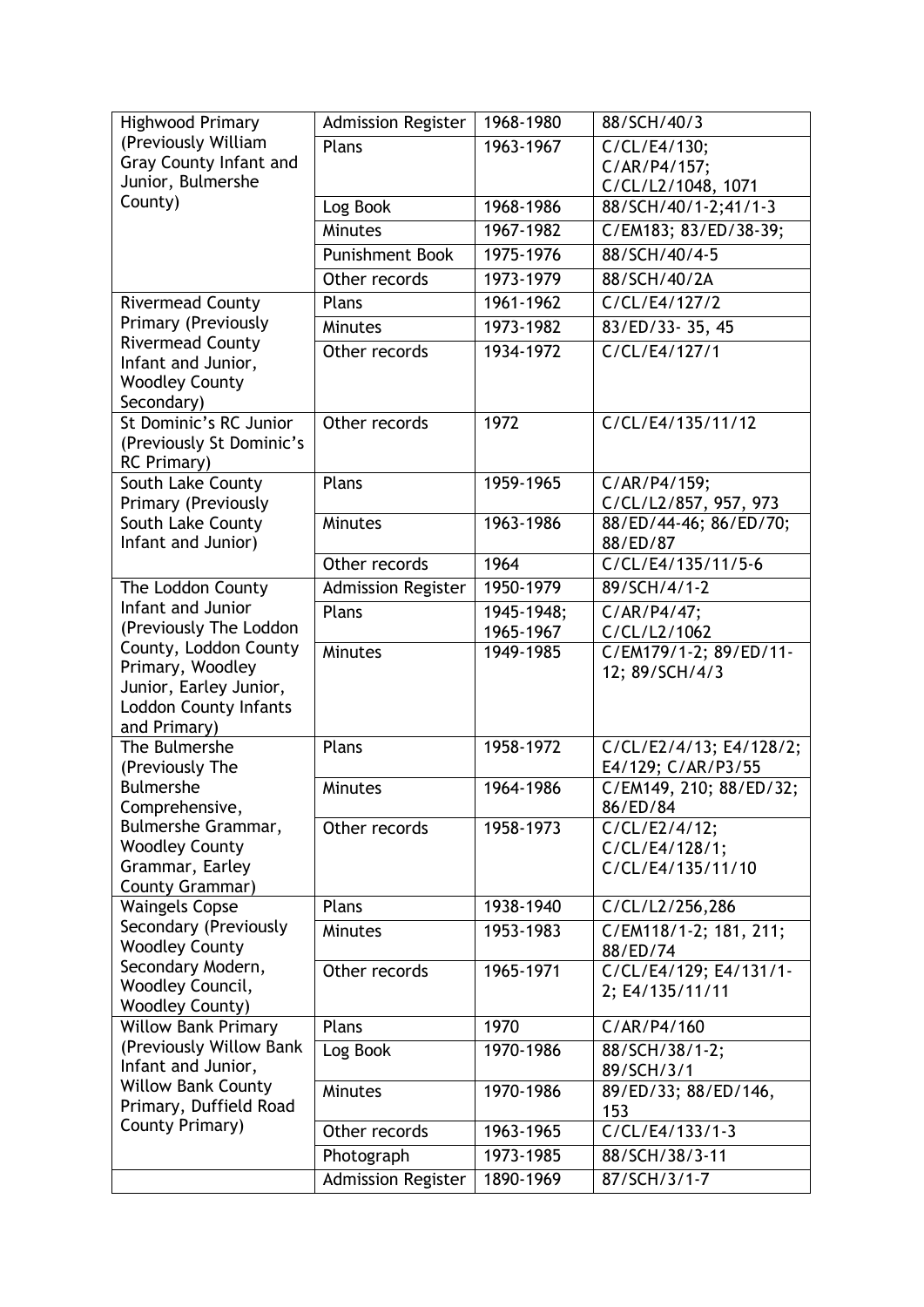| Highwood Primary (Previously William Gray County Infant and Junior, Bulmershe County) | Admission Register | 1968-1980 | 88/SCH/40/3 |
|---|---|---|---|
| | Plans | 1963-1967 | C/CL/E4/130; C/AR/P4/157; C/CL/L2/1048, 1071 |
| | Log Book | 1968-1986 | 88/SCH/40/1-2;41/1-3 |
| | Minutes | 1967-1982 | C/EM183; 83/ED/38-39; |
| | Punishment Book | 1975-1976 | 88/SCH/40/4-5 |
| | Other records | 1973-1979 | 88/SCH/40/2A |
| Rivermead County Primary (Previously Rivermead County Infant and Junior, Woodley County Secondary) | Plans | 1961-1962 | C/CL/E4/127/2 |
| | Minutes | 1973-1982 | 83/ED/33- 35, 45 |
| | Other records | 1934-1972 | C/CL/E4/127/1 |
| St Dominic's RC Junior (Previously St Dominic's RC Primary) | Other records | 1972 | C/CL/E4/135/11/12 |
| South Lake County Primary (Previously South Lake County Infant and Junior) | Plans | 1959-1965 | C/AR/P4/159; C/CL/L2/857, 957, 973 |
| | Minutes | 1963-1986 | 88/ED/44-46; 86/ED/70; 88/ED/87 |
| | Other records | 1964 | C/CL/E4/135/11/5-6 |
| The Loddon County Infant and Junior (Previously The Loddon County, Loddon County Primary, Woodley Junior, Earley Junior, Loddon County Infants and Primary) | Admission Register | 1950-1979 | 89/SCH/4/1-2 |
| | Plans | 1945-1948; 1965-1967 | C/AR/P4/47; C/CL/L2/1062 |
| | Minutes | 1949-1985 | C/EM179/1-2; 89/ED/11-12; 89/SCH/4/3 |
| The Bulmershe (Previously The Bulmershe Comprehensive, Bulmershe Grammar, Woodley County Grammar, Earley County Grammar) | Plans | 1958-1972 | C/CL/E2/4/13; E4/128/2; E4/129; C/AR/P3/55 |
| | Minutes | 1964-1986 | C/EM149, 210; 88/ED/32; 86/ED/84 |
| | Other records | 1958-1973 | C/CL/E2/4/12; C/CL/E4/128/1; C/CL/E4/135/11/10 |
| Waingels Copse Secondary (Previously Woodley County Secondary Modern, Woodley Council, Woodley County) | Plans | 1938-1940 | C/CL/L2/256,286 |
| | Minutes | 1953-1983 | C/EM118/1-2; 181, 211; 88/ED/74 |
| | Other records | 1965-1971 | C/CL/E4/129; E4/131/1-2; E4/135/11/11 |
| Willow Bank Primary (Previously Willow Bank Infant and Junior, Willow Bank County Primary, Duffield Road County Primary) | Plans | 1970 | C/AR/P4/160 |
| | Log Book | 1970-1986 | 88/SCH/38/1-2; 89/SCH/3/1 |
| | Minutes | 1970-1986 | 89/ED/33; 88/ED/146, 153 |
| | Other records | 1963-1965 | C/CL/E4/133/1-3 |
| | Photograph | 1973-1985 | 88/SCH/38/3-11 |
| | Admission Register | 1890-1969 | 87/SCH/3/1-7 |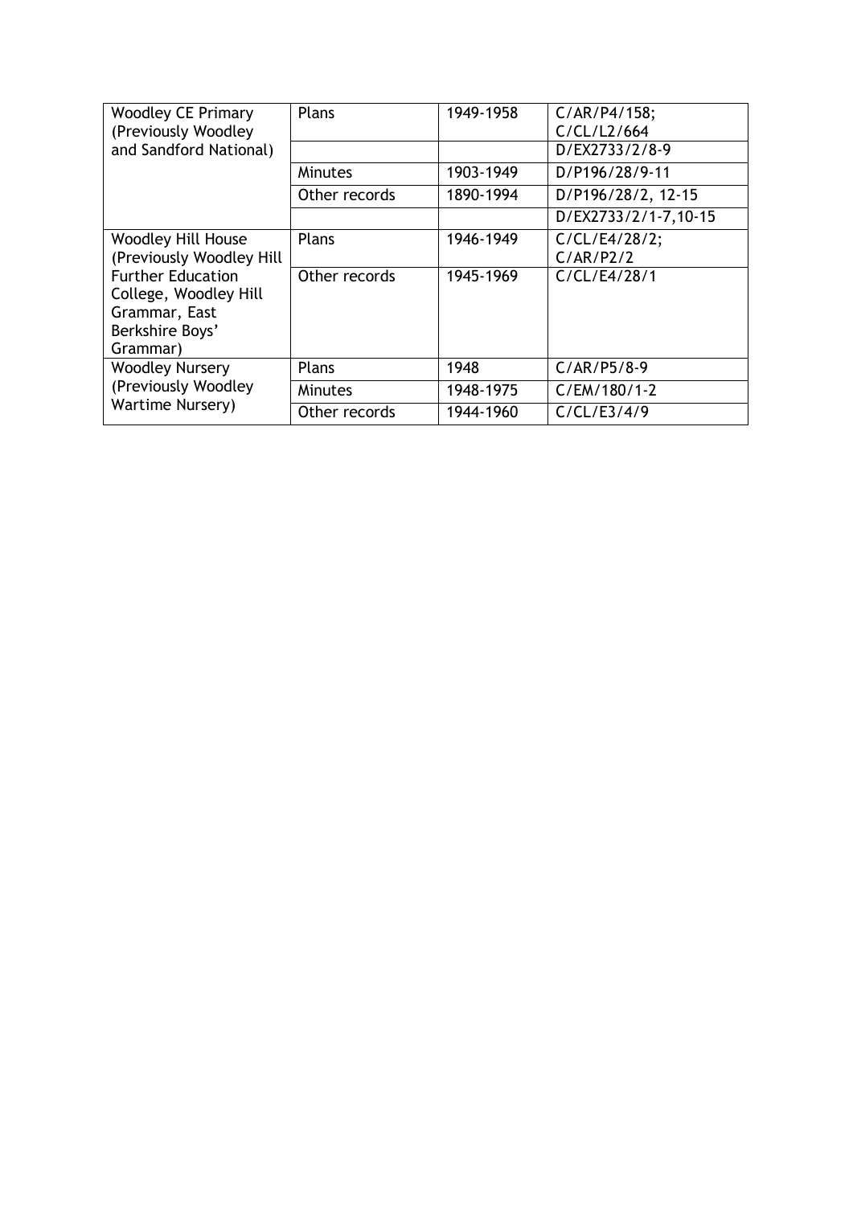| | | | |
|---|---|---|---|
| Woodley CE Primary (Previously Woodley and Sandford National) | Plans | 1949-1958 | C/AR/P4/158; C/CL/L2/664 |
| | | | D/EX2733/2/8-9 |
| | Minutes | 1903-1949 | D/P196/28/9-11 |
| | Other records | 1890-1994 | D/P196/28/2, 12-15 |
| | | | D/EX2733/2/1-7,10-15 |
| Woodley Hill House (Previously Woodley Hill Further Education College, Woodley Hill Grammar, East Berkshire Boys' Grammar) | Plans | 1946-1949 | C/CL/E4/28/2; C/AR/P2/2 |
| | Other records | 1945-1969 | C/CL/E4/28/1 |
| Woodley Nursery (Previously Woodley Wartime Nursery) | Plans | 1948 | C/AR/P5/8-9 |
| | Minutes | 1948-1975 | C/EM/180/1-2 |
| | Other records | 1944-1960 | C/CL/E3/4/9 |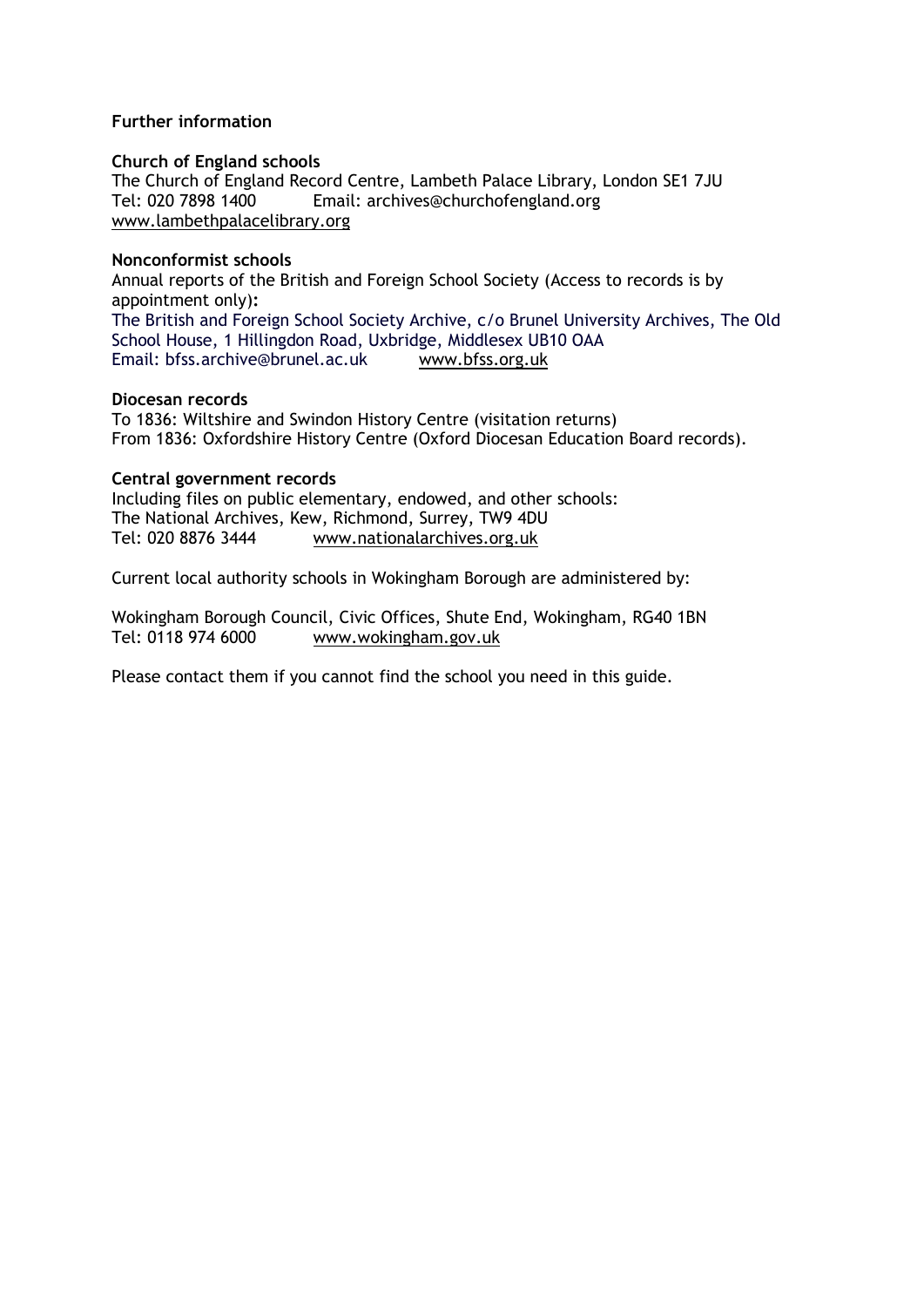**Further information**

**Church of England schools**

The Church of England Record Centre, Lambeth Palace Library, London SE1 7JU
Tel: 020 7898 1400 Email: archives@churchofengland.org
www.lambethpalacelibrary.org

**Nonconformist schools**

Annual reports of the British and Foreign School Society (Access to records is by appointment only)**:**
The British and Foreign School Society Archive, c/o Brunel University Archives, The Old School House, 1 Hillingdon Road, Uxbridge, Middlesex UB10 OAA
Email: bfss.archive@brunel.ac.uk www.bfss.org.uk

**Diocesan records**

To 1836: Wiltshire and Swindon History Centre (visitation returns)
From 1836: Oxfordshire History Centre (Oxford Diocesan Education Board records).

**Central government records**

Including files on public elementary, endowed, and other schools:
The National Archives, Kew, Richmond, Surrey, TW9 4DU
Tel: 020 8876 3444 www.nationalarchives.org.uk

Current local authority schools in Wokingham Borough are administered by:

Wokingham Borough Council, Civic Offices, Shute End, Wokingham, RG40 1BN
Tel: 0118 974 6000 www.wokingham.gov.uk

Please contact them if you cannot find the school you need in this guide.